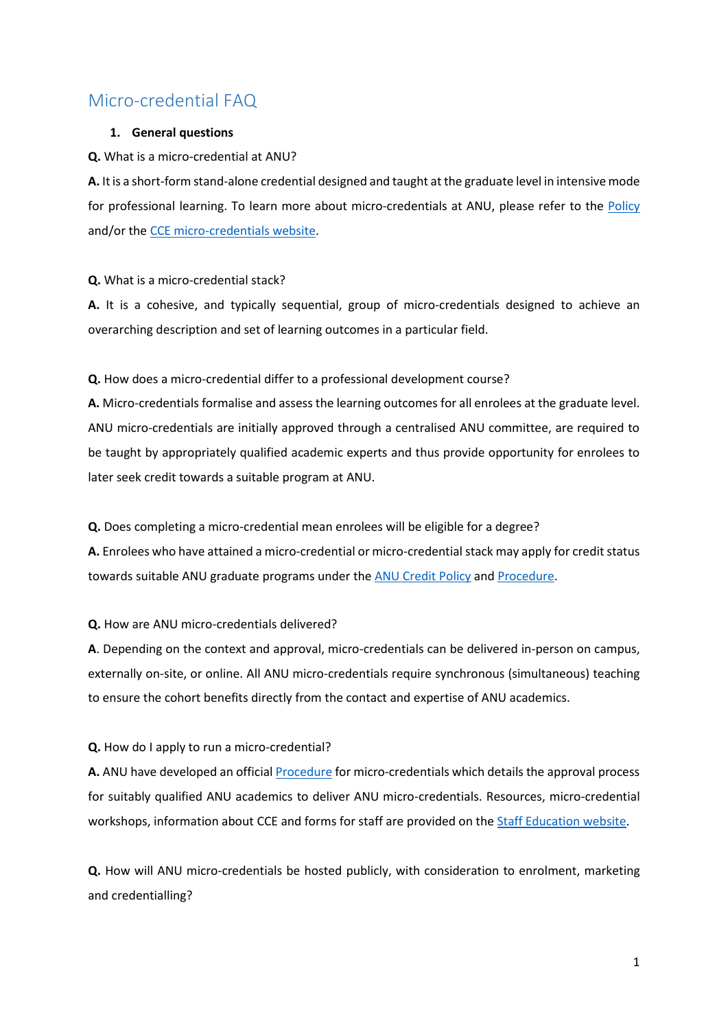# Micro-credential FAQ

## 1. General questions

**Q.** What is a micro-credential at ANU?

**A.** It is a short-form stand-alone credential designed and taught at the graduate level in intensive mode for professional learning. To learn more about micro-credentials at ANU, please refer to the Policy and/or the CCE micro-credentials website.

**Q.** What is a micro-credential stack?

**A.** It is a cohesive, and typically sequential, group of micro-credentials designed to achieve an overarching description and set of learning outcomes in a particular field.

**Q.** How does a micro-credential differ to a professional development course?

**A.** Micro-credentials formalise and assess the learning outcomes for all enrolees at the graduate level. ANU micro-credentials are initially approved through a centralised ANU committee, are required to be taught by appropriately qualified academic experts and thus provide opportunity for enrolees to later seek credit towards a suitable program at ANU.

**Q.** Does completing a micro-credential mean enrolees will be eligible for a degree?

**A.** Enrolees who have attained a micro-credential or micro-credential stack may apply for credit status towards suitable ANU graduate programs under the ANU Credit Policy and Procedure.

**Q.** How are ANU micro-credentials delivered?

**A**. Depending on the context and approval, micro-credentials can be delivered in-person on campus, externally on-site, or online. All ANU micro-credentials require synchronous (simultaneous) teaching to ensure the cohort benefits directly from the contact and expertise of ANU academics.

**Q.** How do I apply to run a micro-credential?

**A.** ANU have developed an official Procedure for micro-credentials which details the approval process for suitably qualified ANU academics to deliver ANU micro-credentials. Resources, micro-credential workshops, information about CCE and forms for staff are provided on the Staff Education website.

**Q.** How will ANU micro-credentials be hosted publicly, with consideration to enrolment, marketing and credentialling?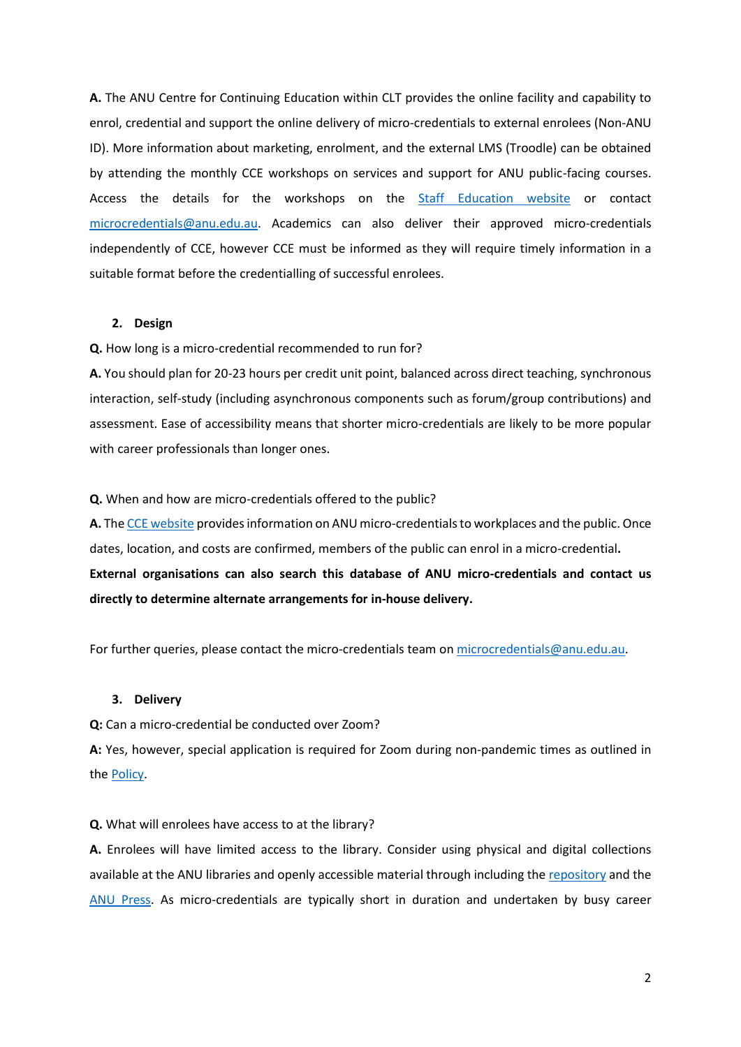**A.** The ANU Centre for Continuing Education within CLT provides the online facility and capability to enrol, credential and support the online delivery of micro-credentials to external enrolees (Non-ANU ID). More information about marketing, enrolment, and the external LMS (Troodle) can be obtained by attending the monthly CCE workshops on services and support for ANU public-facing courses. Access the details for the workshops on the Staff Education website or contact microcredentials@anu.edu.au. Academics can also deliver their approved micro-credentials independently of CCE, however CCE must be informed as they will require timely information in a suitable format before the credentialling of successful enrolees.

## 2. Design

**Q.** How long is a micro-credential recommended to run for?

**A.** You should plan for 20-23 hours per credit unit point, balanced across direct teaching, synchronous interaction, self-study (including asynchronous components such as forum/group contributions) and assessment. Ease of accessibility means that shorter micro-credentials are likely to be more popular with career professionals than longer ones.

**Q.** When and how are micro-credentials offered to the public?

**A.** The CCE website provides information on ANU micro-credentials to workplaces and the public. Once dates, location, and costs are confirmed, members of the public can enrol in a micro-credential. **External organisations can also search this database of ANU micro-credentials and contact us directly to determine alternate arrangements for in-house delivery.**

For further queries, please contact the micro-credentials team on microcredentials@anu.edu.au.

## 3. Delivery

**Q:** Can a micro-credential be conducted over Zoom?

**A:** Yes, however, special application is required for Zoom during non-pandemic times as outlined in the Policy.

**Q.** What will enrolees have access to at the library?

**A.** Enrolees will have limited access to the library. Consider using physical and digital collections available at the ANU libraries and openly accessible material through including the repository and the ANU Press. As micro-credentials are typically short in duration and undertaken by busy career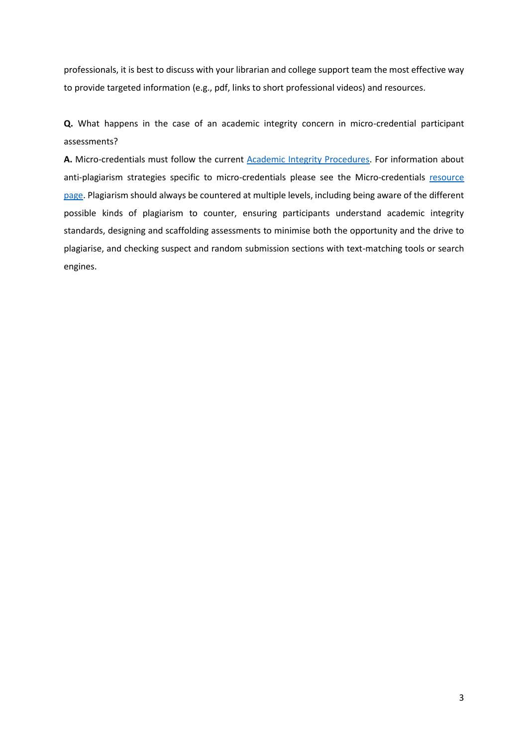professionals, it is best to discuss with your librarian and college support team the most effective way to provide targeted information (e.g., pdf, links to short professional videos) and resources.

**Q.** What happens in the case of an academic integrity concern in micro-credential participant assessments?

**A.** Micro-credentials must follow the current Academic Integrity Procedures. For information about anti-plagiarism strategies specific to micro-credentials please see the Micro-credentials resource page. Plagiarism should always be countered at multiple levels, including being aware of the different possible kinds of plagiarism to counter, ensuring participants understand academic integrity standards, designing and scaffolding assessments to minimise both the opportunity and the drive to plagiarise, and checking suspect and random submission sections with text-matching tools or search engines.